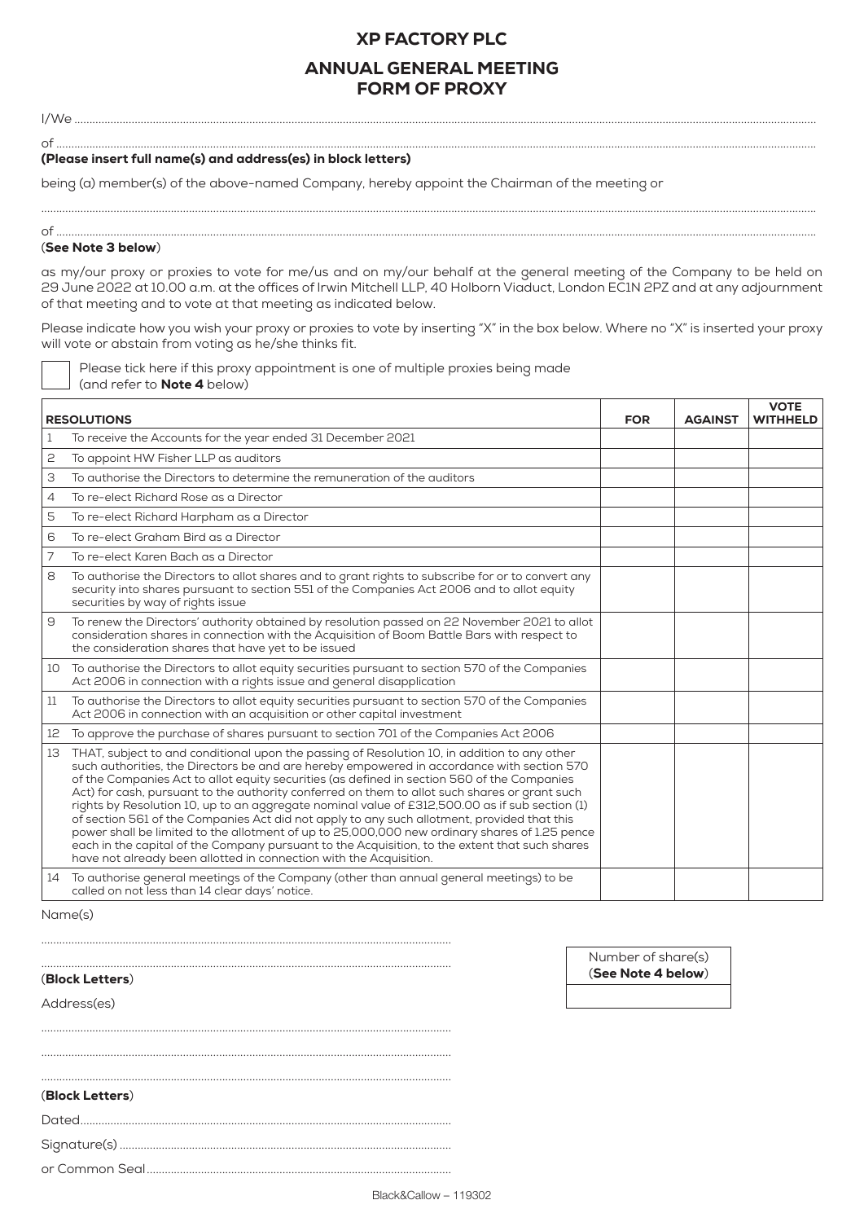# XP FACTORY PLC

## ANNUAL GENERAL MEETING FORM OF PROXY

I/We ..........................................................................................................................................................................................................

of ..............................................................................................................................................................................................................

**(Please insert full name(s) and address(es) in block letters)**

being (a) member(s) of the above-named Company, hereby appoint the Chairman of the meeting or

..................................................................................................................................................................................................................

of ..............................................................................................................................................................................................................

(**See Note 3 below**)

as my/our proxy or proxies to vote for me/us and on my/our behalf at the general meeting of the Company to be held on 29 June 2022 at 10.00 a.m. at the offices of Irwin Mitchell LLP, 40 Holborn Viaduct, London EC1N 2PZ and at any adjournment of that meeting and to vote at that meeting as indicated below.

Please indicate how you wish your proxy or proxies to vote by inserting "X" in the box below. Where no "X" is inserted your proxy will vote or abstain from voting as he/she thinks fit.

☐ Please tick here if this proxy appointment is one of multiple proxies being made (and refer to **Note 4** below)

| | RESOLUTIONS | FOR | AGAINST | VOTE WITHHELD |
|---|---|---|---|---|
| 1 | To receive the Accounts for the year ended 31 December 2021 | | | |
| 2 | To appoint HW Fisher LLP as auditors | | | |
| 3 | To authorise the Directors to determine the remuneration of the auditors | | | |
| 4 | To re-elect Richard Rose as a Director | | | |
| 5 | To re-elect Richard Harpham as a Director | | | |
| 6 | To re-elect Graham Bird as a Director | | | |
| 7 | To re-elect Karen Bach as a Director | | | |
| 8 | To authorise the Directors to allot shares and to grant rights to subscribe for or to convert any security into shares pursuant to section 551 of the Companies Act 2006 and to allot equity securities by way of rights issue | | | |
| 9 | To renew the Directors' authority obtained by resolution passed on 22 November 2021 to allot consideration shares in connection with the Acquisition of Boom Battle Bars with respect to the consideration shares that have yet to be issued | | | |
| 10 | To authorise the Directors to allot equity securities pursuant to section 570 of the Companies Act 2006 in connection with a rights issue and general disapplication | | | |
| 11 | To authorise the Directors to allot equity securities pursuant to section 570 of the Companies Act 2006 in connection with an acquisition or other capital investment | | | |
| 12 | To approve the purchase of shares pursuant to section 701 of the Companies Act 2006 | | | |
| 13 | THAT, subject to and conditional upon the passing of Resolution 10, in addition to any other such authorities, the Directors be and are hereby empowered in accordance with section 570 of the Companies Act to allot equity securities (as defined in section 560 of the Companies Act) for cash, pursuant to the authority conferred on them to allot such shares or grant such rights by Resolution 10, up to an aggregate nominal value of £312,500.00 as if sub section (1) of section 561 of the Companies Act did not apply to any such allotment, provided that this power shall be limited to the allotment of up to 25,000,000 new ordinary shares of 1.25 pence each in the capital of the Company pursuant to the Acquisition, to the extent that such shares have not already been allotted in connection with the Acquisition. | | | |
| 14 | To authorise general meetings of the Company (other than annual general meetings) to be called on not less than 14 clear days' notice. | | | |

Name(s)

..........................................................................................................................

..........................................................................................................................

(**Block Letters**)

Address(es)

..........................................................................................................................

..........................................................................................................................

..........................................................................................................................

(**Block Letters**)

Dated..........................................................................................................................

Signature(s) ..............................................................................................................

or Common Seal.......................................................................................................

| Number of share(s) (**See Note 4 below**) |
|---|
| |

Black&Callow – 119302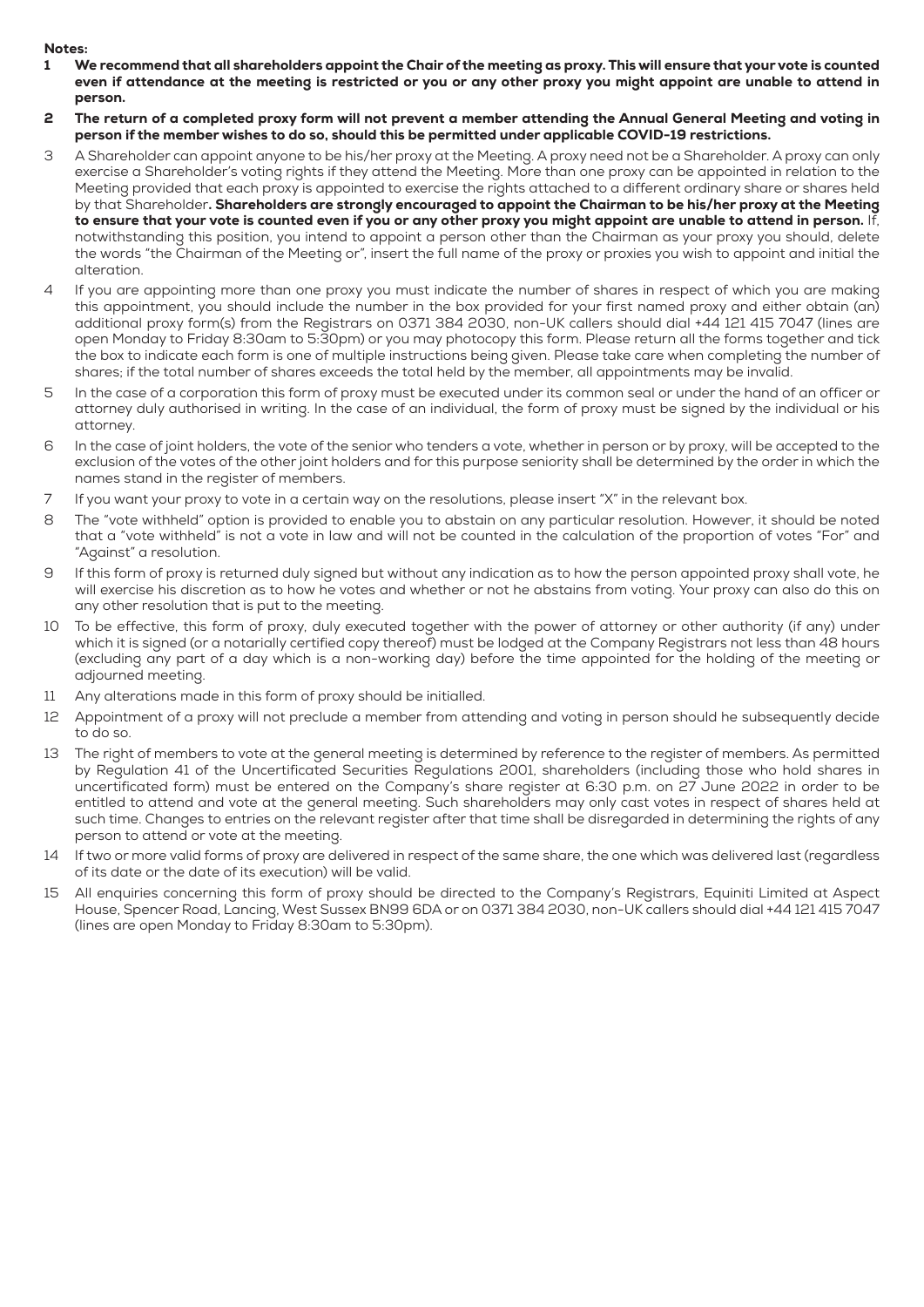**Notes:**

1. **We recommend that all shareholders appoint the Chair of the meeting as proxy. This will ensure that your vote is counted even if attendance at the meeting is restricted or you or any other proxy you might appoint are unable to attend in person.**
2. **The return of a completed proxy form will not prevent a member attending the Annual General Meeting and voting in person if the member wishes to do so, should this be permitted under applicable COVID-19 restrictions.**
3. A Shareholder can appoint anyone to be his/her proxy at the Meeting. A proxy need not be a Shareholder. A proxy can only exercise a Shareholder's voting rights if they attend the Meeting. More than one proxy can be appointed in relation to the Meeting provided that each proxy is appointed to exercise the rights attached to a different ordinary share or shares held by that Shareholder**. Shareholders are strongly encouraged to appoint the Chairman to be his/her proxy at the Meeting to ensure that your vote is counted even if you or any other proxy you might appoint are unable to attend in person.** If, notwithstanding this position, you intend to appoint a person other than the Chairman as your proxy you should, delete the words "the Chairman of the Meeting or", insert the full name of the proxy or proxies you wish to appoint and initial the alteration.
4. If you are appointing more than one proxy you must indicate the number of shares in respect of which you are making this appointment, you should include the number in the box provided for your first named proxy and either obtain (an) additional proxy form(s) from the Registrars on 0371 384 2030, non-UK callers should dial +44 121 415 7047 (lines are open Monday to Friday 8:30am to 5:30pm) or you may photocopy this form. Please return all the forms together and tick the box to indicate each form is one of multiple instructions being given. Please take care when completing the number of shares; if the total number of shares exceeds the total held by the member, all appointments may be invalid.
5. In the case of a corporation this form of proxy must be executed under its common seal or under the hand of an officer or attorney duly authorised in writing. In the case of an individual, the form of proxy must be signed by the individual or his attorney.
6. In the case of joint holders, the vote of the senior who tenders a vote, whether in person or by proxy, will be accepted to the exclusion of the votes of the other joint holders and for this purpose seniority shall be determined by the order in which the names stand in the register of members.
7. If you want your proxy to vote in a certain way on the resolutions, please insert "X" in the relevant box.
8. The "vote withheld" option is provided to enable you to abstain on any particular resolution. However, it should be noted that a "vote withheld" is not a vote in law and will not be counted in the calculation of the proportion of votes "For" and "Against" a resolution.
9. If this form of proxy is returned duly signed but without any indication as to how the person appointed proxy shall vote, he will exercise his discretion as to how he votes and whether or not he abstains from voting. Your proxy can also do this on any other resolution that is put to the meeting.
10. To be effective, this form of proxy, duly executed together with the power of attorney or other authority (if any) under which it is signed (or a notarially certified copy thereof) must be lodged at the Company Registrars not less than 48 hours (excluding any part of a day which is a non-working day) before the time appointed for the holding of the meeting or adjourned meeting.
11. Any alterations made in this form of proxy should be initialled.
12. Appointment of a proxy will not preclude a member from attending and voting in person should he subsequently decide to do so.
13. The right of members to vote at the general meeting is determined by reference to the register of members. As permitted by Regulation 41 of the Uncertificated Securities Regulations 2001, shareholders (including those who hold shares in uncertificated form) must be entered on the Company's share register at 6:30 p.m. on 27 June 2022 in order to be entitled to attend and vote at the general meeting. Such shareholders may only cast votes in respect of shares held at such time. Changes to entries on the relevant register after that time shall be disregarded in determining the rights of any person to attend or vote at the meeting.
14. If two or more valid forms of proxy are delivered in respect of the same share, the one which was delivered last (regardless of its date or the date of its execution) will be valid.
15. All enquiries concerning this form of proxy should be directed to the Company's Registrars, Equiniti Limited at Aspect House, Spencer Road, Lancing, West Sussex BN99 6DA or on 0371 384 2030, non-UK callers should dial +44 121 415 7047 (lines are open Monday to Friday 8:30am to 5:30pm).